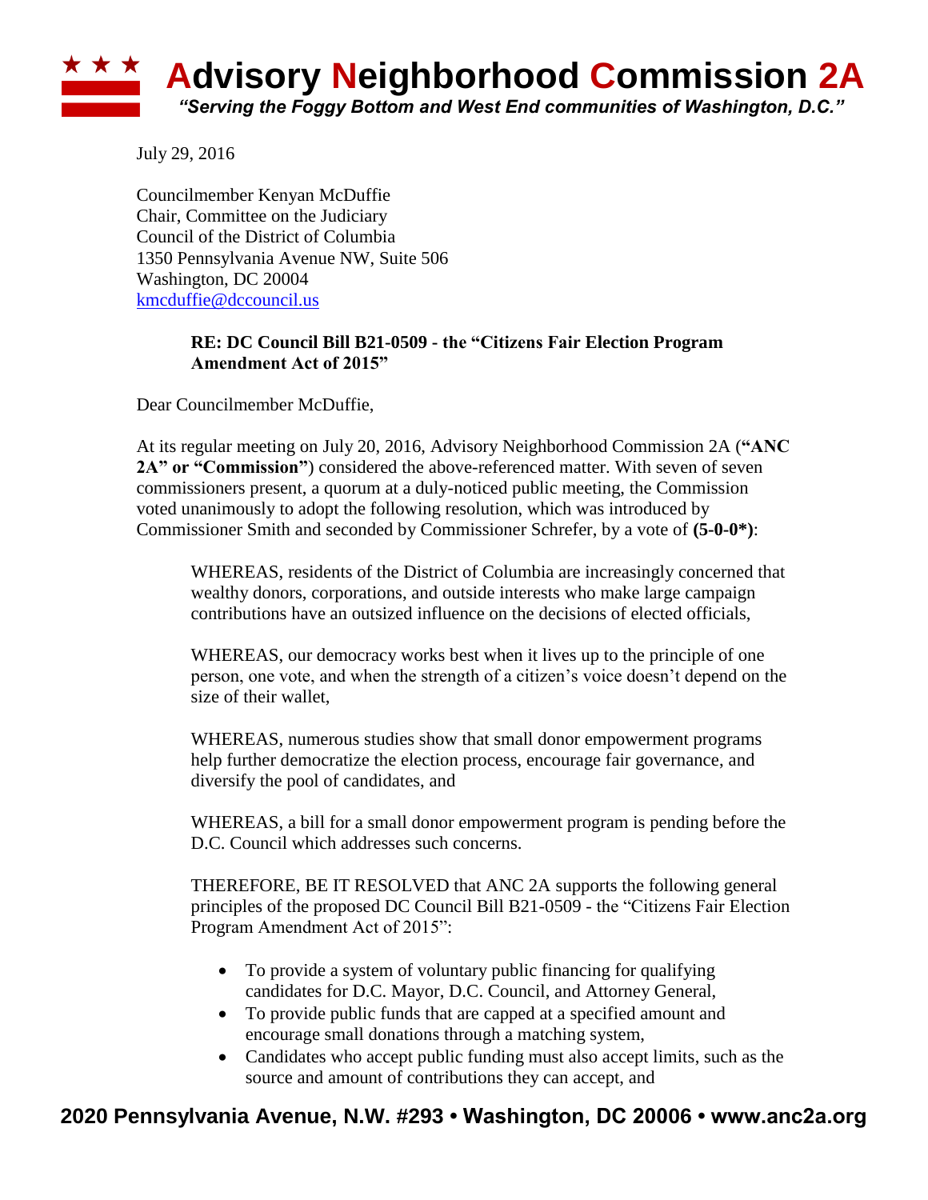# Advisory Neighborhood Commission 2A

*"Serving the Foggy Bottom and West End communities of Washington, D.C."*

July 29, 2016

Councilmember Kenyan McDuffie
Chair, Committee on the Judiciary
Council of the District of Columbia
1350 Pennsylvania Avenue NW, Suite 506
Washington, DC 20004
kmcduffie@dccouncil.us

**RE: DC Council Bill B21-0509 - the "Citizens Fair Election Program Amendment Act of 2015"**

Dear Councilmember McDuffie,

At its regular meeting on July 20, 2016, Advisory Neighborhood Commission 2A (**"ANC 2A" or "Commission"**) considered the above-referenced matter. With seven of seven commissioners present, a quorum at a duly-noticed public meeting, the Commission voted unanimously to adopt the following resolution, which was introduced by Commissioner Smith and seconded by Commissioner Schrefer, by a vote of **(5-0-0*)**:

> WHEREAS, residents of the District of Columbia are increasingly concerned that wealthy donors, corporations, and outside interests who make large campaign contributions have an outsized influence on the decisions of elected officials,
>
> WHEREAS, our democracy works best when it lives up to the principle of one person, one vote, and when the strength of a citizen's voice doesn't depend on the size of their wallet,
>
> WHEREAS, numerous studies show that small donor empowerment programs help further democratize the election process, encourage fair governance, and diversify the pool of candidates, and
>
> WHEREAS, a bill for a small donor empowerment program is pending before the D.C. Council which addresses such concerns.
>
> THEREFORE, BE IT RESOLVED that ANC 2A supports the following general principles of the proposed DC Council Bill B21-0509 - the "Citizens Fair Election Program Amendment Act of 2015":
>
> - To provide a system of voluntary public financing for qualifying candidates for D.C. Mayor, D.C. Council, and Attorney General,
> - To provide public funds that are capped at a specified amount and encourage small donations through a matching system,
> - Candidates who accept public funding must also accept limits, such as the source and amount of contributions they can accept, and

**2020 Pennsylvania Avenue, N.W. #293 • Washington, DC 20006 • www.anc2a.org**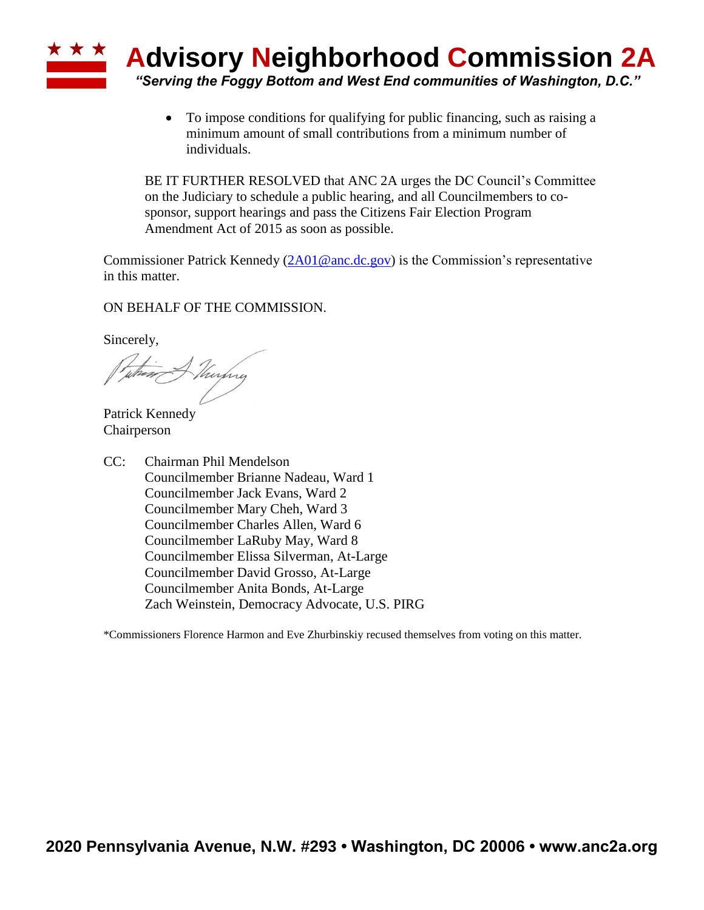- To impose conditions for qualifying for public financing, such as raising a minimum amount of small contributions from a minimum number of individuals.

BE IT FURTHER RESOLVED that ANC 2A urges the DC Council's Committee on the Judiciary to schedule a public hearing, and all Councilmembers to co-sponsor, support hearings and pass the Citizens Fair Election Program Amendment Act of 2015 as soon as possible.

Commissioner Patrick Kennedy (2A01@anc.dc.gov) is the Commission's representative in this matter.

ON BEHALF OF THE COMMISSION.

Sincerely,

Patrick Kennedy
Chairperson

CC: Chairman Phil Mendelson
Councilmember Brianne Nadeau, Ward 1
Councilmember Jack Evans, Ward 2
Councilmember Mary Cheh, Ward 3
Councilmember Charles Allen, Ward 6
Councilmember LaRuby May, Ward 8
Councilmember Elissa Silverman, At-Large
Councilmember David Grosso, At-Large
Councilmember Anita Bonds, At-Large
Zach Weinstein, Democracy Advocate, U.S. PIRG

*Commissioners Florence Harmon and Eve Zhurbinskiy recused themselves from voting on this matter.